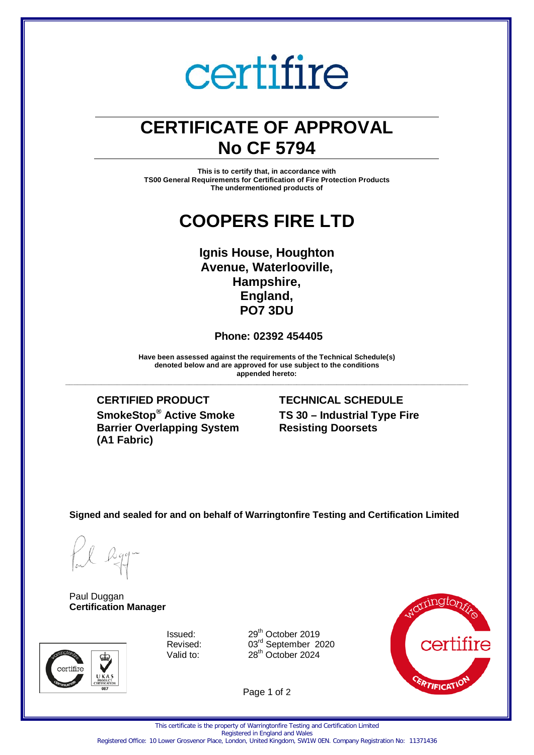certifire

# CERTIFICATE OF APPROVAL
# No CF 5794

**This is to certify that, in accordance with**
**TS00 General Requirements for Certification of Fire Protection Products**
**The undermentioned products of**

# COOPERS FIRE LTD

**Ignis House, Houghton Avenue, Waterlooville, Hampshire, England, PO7 3DU**

**Phone: 02392 454405**

**Have been assessed against the requirements of the Technical Schedule(s) denoted below and are approved for use subject to the conditions appended hereto:**

---

| CERTIFIED PRODUCT | TECHNICAL SCHEDULE |
|---|---|
| **SmokeStop® Active Smoke Barrier Overlapping System (A1 Fabric)** | **TS 30 – Industrial Type Fire Resisting Doorsets** |

**Signed and sealed for and on behalf of Warringtonfire Testing and Certification Limited**

Paul Duggan
**Certification Manager**

| | |
|---|---|
| Issued: | 29th October 2019 |
| Revised: | 03rd September 2020 |
| Valid to: | 28th October 2024 |

This certificate is the property of Warringtonfire Testing and Certification Limited
Registered in England and Wales
Registered Office: 10 Lower Grosvenor Place, London, United Kingdom, SW1W 0EN. Company Registration No: 11371436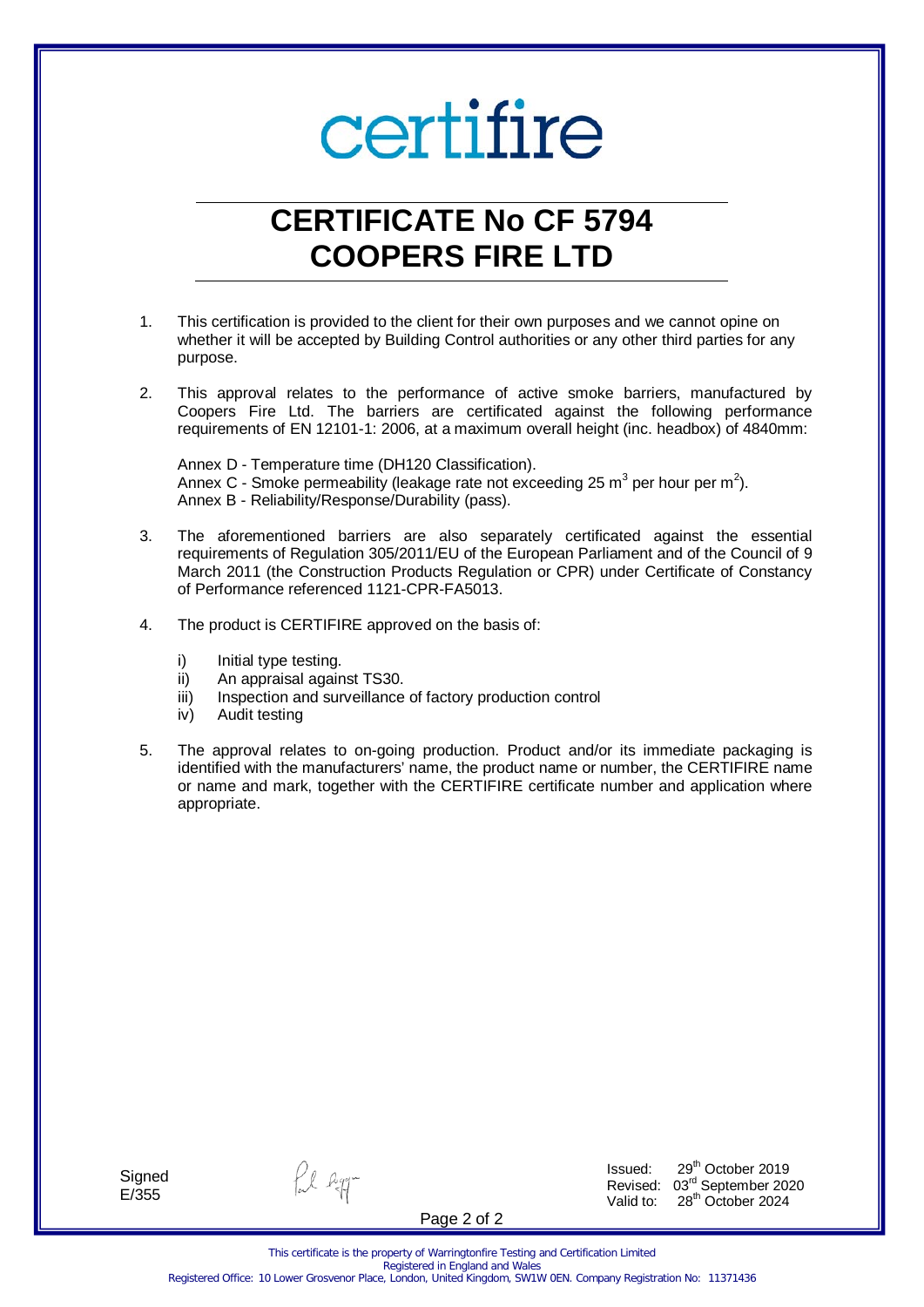# certifire

## CERTIFICATE No CF 5794
## COOPERS FIRE LTD

1. This certification is provided to the client for their own purposes and we cannot opine on whether it will be accepted by Building Control authorities or any other third parties for any purpose.

2. This approval relates to the performance of active smoke barriers, manufactured by Coopers Fire Ltd. The barriers are certificated against the following performance requirements of EN 12101-1: 2006, at a maximum overall height (inc. headbox) of 4840mm:

   Annex D - Temperature time (DH120 Classification).
   Annex C - Smoke permeability (leakage rate not exceeding 25 $m^3$ per hour per $m^2$).
   Annex B - Reliability/Response/Durability (pass).

3. The aforementioned barriers are also separately certificated against the essential requirements of Regulation 305/2011/EU of the European Parliament and of the Council of 9 March 2011 (the Construction Products Regulation or CPR) under Certificate of Constancy of Performance referenced 1121-CPR-FA5013.

4. The product is CERTIFIRE approved on the basis of:

   i) Initial type testing.
   ii) An appraisal against TS30.
   iii) Inspection and surveillance of factory production control
   iv) Audit testing

5. The approval relates to on-going production. Product and/or its immediate packaging is identified with the manufacturers' name, the product name or number, the CERTIFIRE name or name and mark, together with the CERTIFIRE certificate number and application where appropriate.

Signed
E/355

Issued: 29th October 2019
Revised: 03rd September 2020
Valid to: 28th October 2024

This certificate is the property of Warringtonfire Testing and Certification Limited
Registered in England and Wales
Registered Office: 10 Lower Grosvenor Place, London, United Kingdom, SW1W 0EN. Company Registration No: 11371436